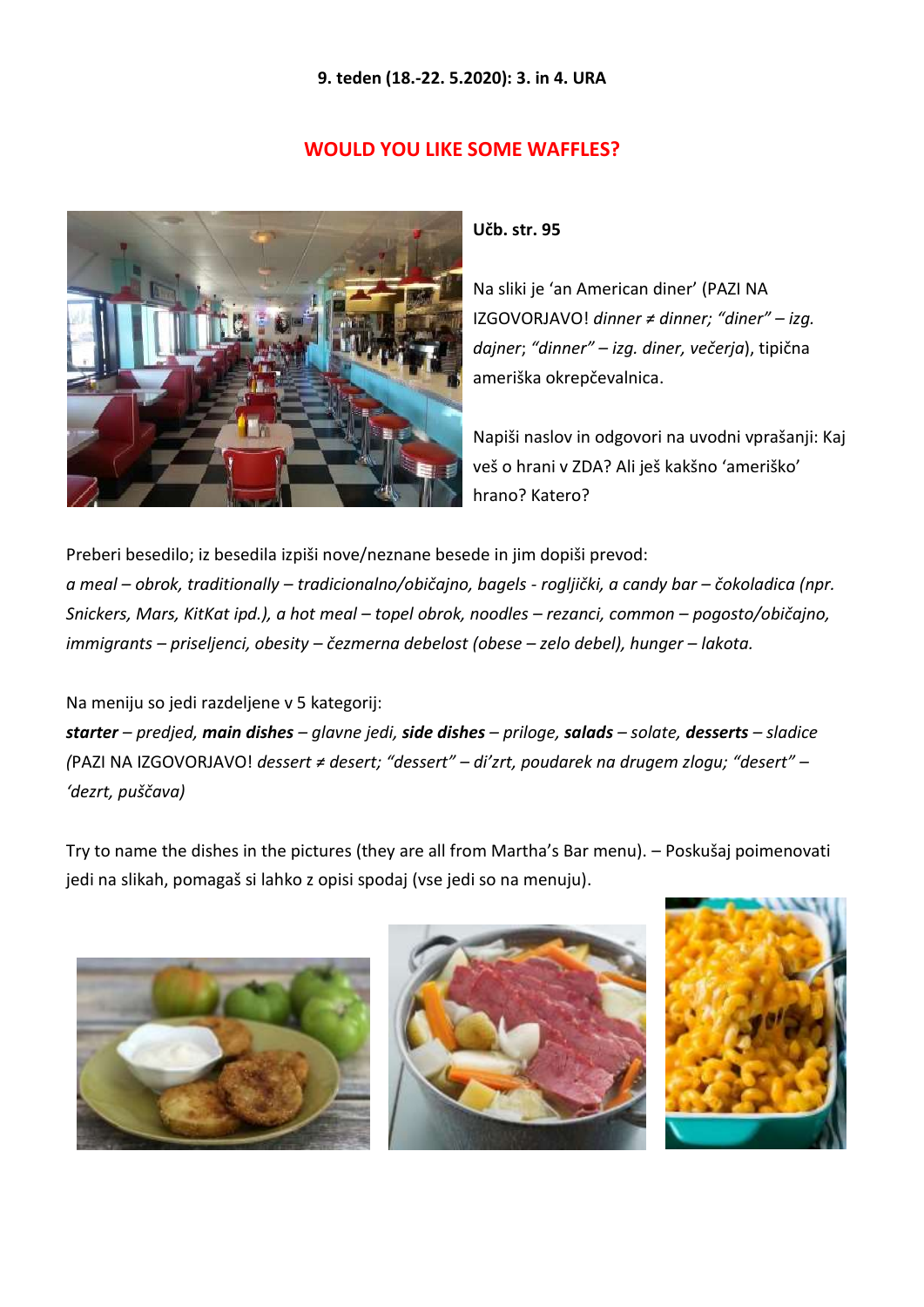**9. teden (18.-22. 5.2020): 3. in 4. URA**

# WOULD YOU LIKE SOME WAFFLES?

**Učb. str. 95**

Na sliki je 'an American diner' (PAZI NA IZGOVORJAVO! *dinner ≠ dinner; "diner" – izg. dajner*; *"dinner" – izg. diner, večerja*), tipična ameriška okrepčevalnica.

Napiši naslov in odgovori na uvodni vprašanji: Kaj veš o hrani v ZDA? Ali ješ kakšno 'ameriško' hrano? Katero?

Preberi besedilo; iz besedila izpiši nove/neznane besede in jim dopiši prevod:
*a meal – obrok, traditionally – tradicionalno/običajno, bagels - rogljički, a candy bar – čokoladica (npr. Snickers, Mars, KitKat ipd.), a hot meal – topel obrok, noodles – rezanci, common – pogosto/običajno, immigrants – priseljenci, obesity – čezmerna debelost (obese – zelo debel), hunger – lakota.*

Na meniju so jedi razdeljene v 5 kategorij:
***starter** – predjed, **main dishes** – glavne jedi, **side dishes** – priloge, **salads** – solate, **desserts** – sladice (*PAZI NA IZGOVORJAVO! *dessert ≠ desert; "dessert" – di'zrt, poudarek na drugem zlogu; "desert" – 'dezrt, puščava)*

Try to name the dishes in the pictures (they are all from Martha's Bar menu). – Poskušaj poimenovati jedi na slikah, pomagaš si lahko z opisi spodaj (vse jedi so na menuju).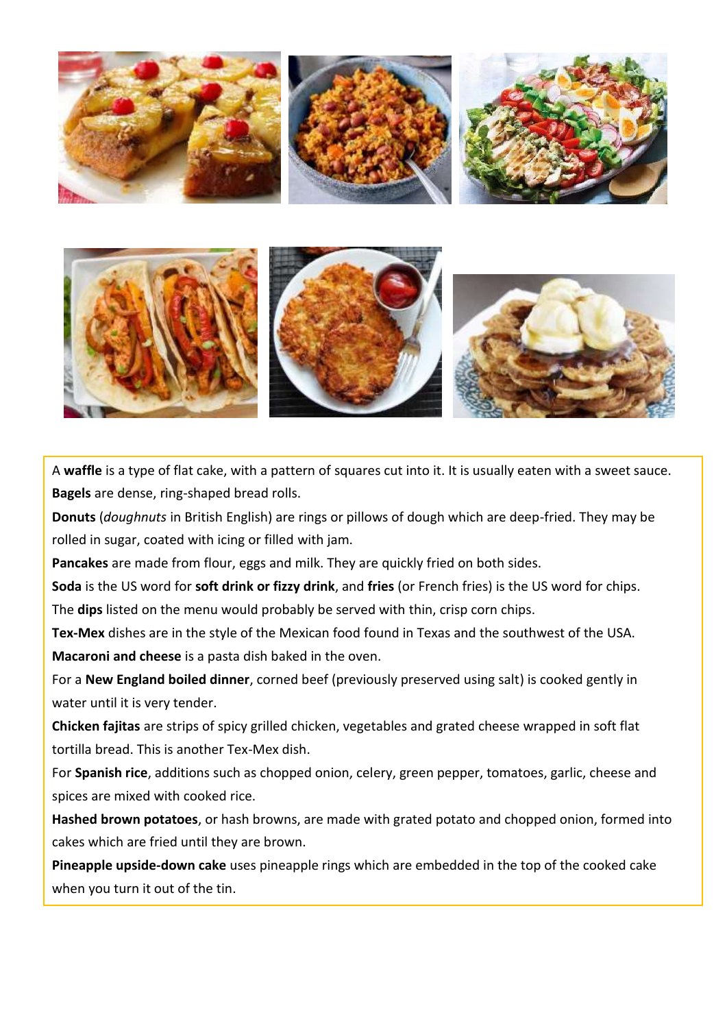A **waffle** is a type of flat cake, with a pattern of squares cut into it. It is usually eaten with a sweet sauce.

**Bagels** are dense, ring-shaped bread rolls.

**Donuts** (*doughnuts* in British English) are rings or pillows of dough which are deep-fried. They may be rolled in sugar, coated with icing or filled with jam.

**Pancakes** are made from flour, eggs and milk. They are quickly fried on both sides.

**Soda** is the US word for **soft drink or fizzy drink**, and **fries** (or French fries) is the US word for chips.

The **dips** listed on the menu would probably be served with thin, crisp corn chips.

**Tex-Mex** dishes are in the style of the Mexican food found in Texas and the southwest of the USA.

**Macaroni and cheese** is a pasta dish baked in the oven.

For a **New England boiled dinner**, corned beef (previously preserved using salt) is cooked gently in water until it is very tender.

**Chicken fajitas** are strips of spicy grilled chicken, vegetables and grated cheese wrapped in soft flat tortilla bread. This is another Tex-Mex dish.

For **Spanish rice**, additions such as chopped onion, celery, green pepper, tomatoes, garlic, cheese and spices are mixed with cooked rice.

**Hashed brown potatoes**, or hash browns, are made with grated potato and chopped onion, formed into cakes which are fried until they are brown.

**Pineapple upside-down cake** uses pineapple rings which are embedded in the top of the cooked cake when you turn it out of the tin.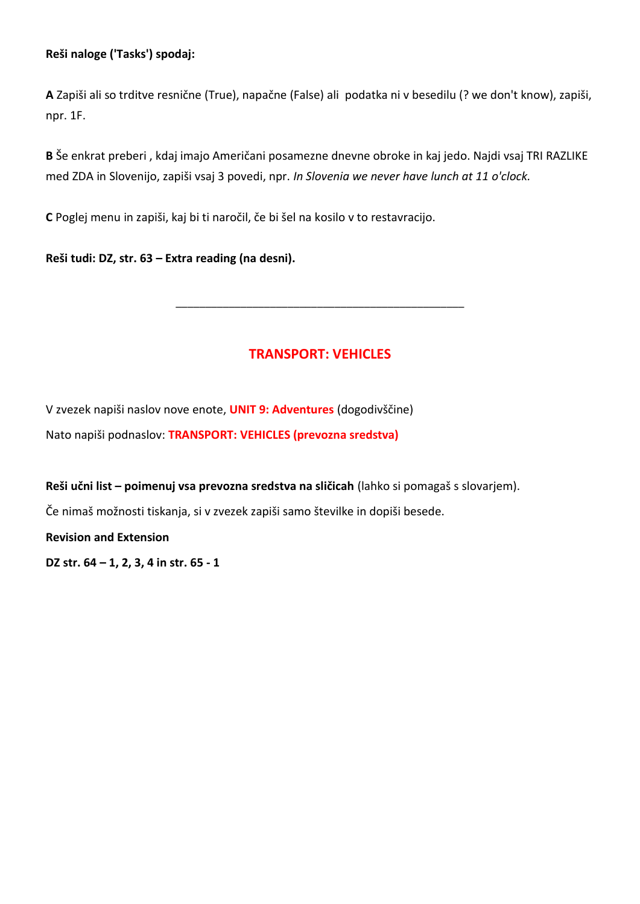**Reši naloge ('Tasks') spodaj:**

**A** Zapiši ali so trditve resnične (True), napačne (False) ali podatka ni v besedilu (? we don't know), zapiši, npr. 1F.

**B** Še enkrat preberi , kdaj imajo Američani posamezne dnevne obroke in kaj jedo. Najdi vsaj TRI RAZLIKE med ZDA in Slovenijo, zapiši vsaj 3 povedi, npr. *In Slovenia we never have lunch at 11 o'clock.*

**C** Poglej menu in zapiši, kaj bi ti naročil, če bi šel na kosilo v to restavracijo.

**Reši tudi: DZ, str. 63 – Extra reading (na desni).**

---

## TRANSPORT: VEHICLES

V zvezek napiši naslov nove enote, **UNIT 9: Adventures** (dogodivščine)

Nato napiši podnaslov: **TRANSPORT: VEHICLES (prevozna sredstva)**

**Reši učni list – poimenuj vsa prevozna sredstva na sličicah** (lahko si pomagaš s slovarjem).

Če nimaš možnosti tiskanja, si v zvezek zapiši samo številke in dopiši besede.

**Revision and Extension**

**DZ str. 64 – 1, 2, 3, 4 in str. 65 - 1**